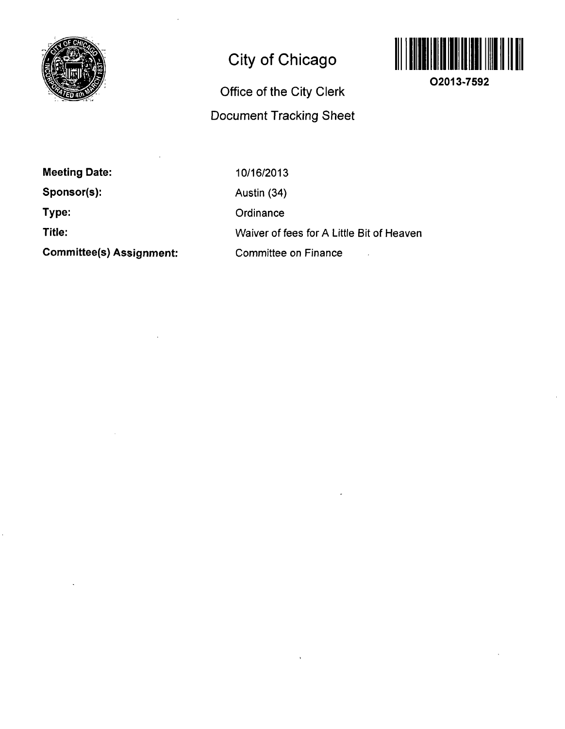# City of Chicago

## Office of the City Clerk

## Document Tracking Sheet

O2013-7592

**Meeting Date:** 10/16/2013

**Sponsor(s):** Austin (34)

**Type:** Ordinance

**Title:** Waiver of fees for A Little Bit of Heaven

**Committee(s) Assignment:** Committee on Finance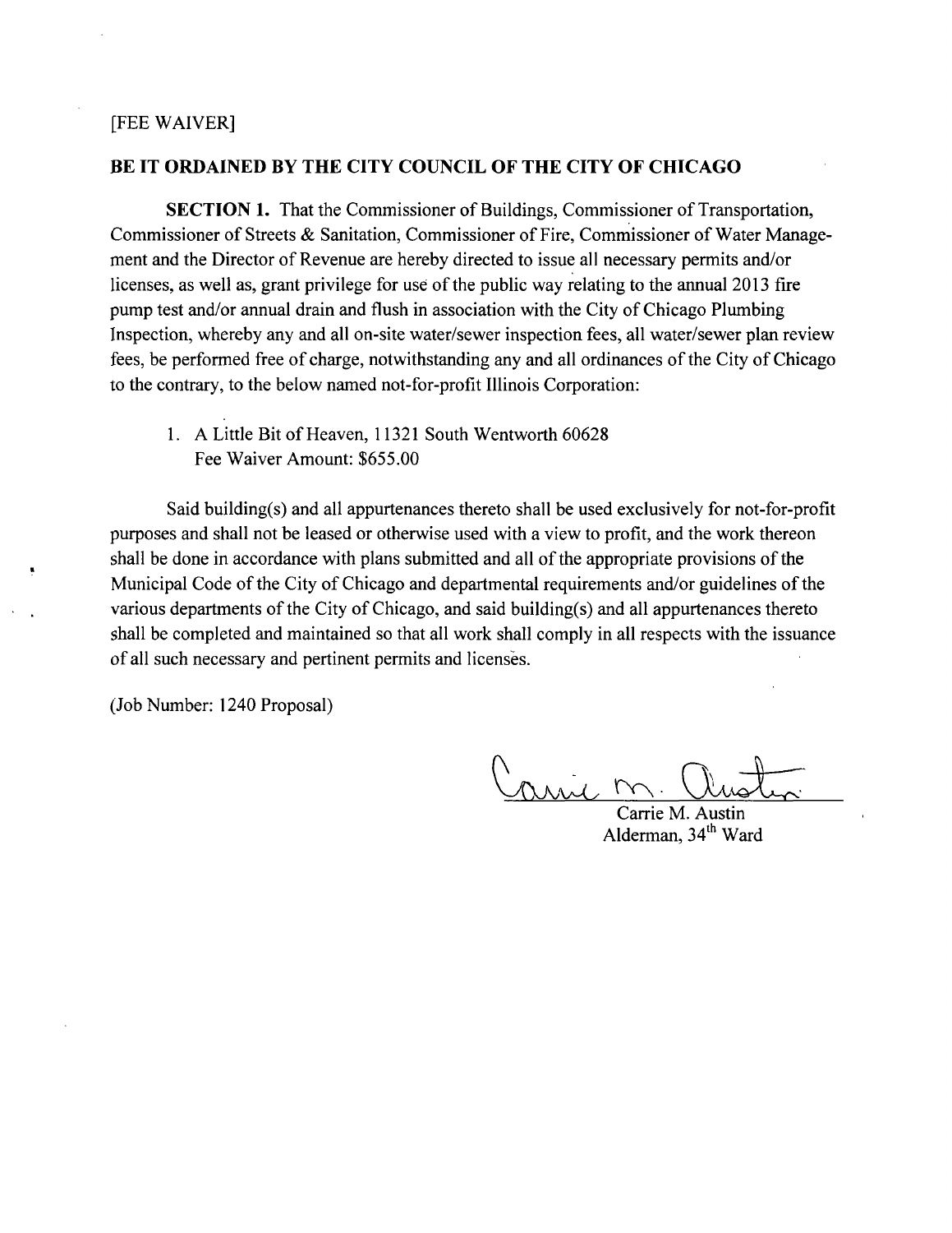[FEE WAIVER]

**BE IT ORDAINED BY THE CITY COUNCIL OF THE CITY OF CHICAGO**

**SECTION 1.** That the Commissioner of Buildings, Commissioner of Transportation, Commissioner of Streets & Sanitation, Commissioner of Fire, Commissioner of Water Management and the Director of Revenue are hereby directed to issue all necessary permits and/or licenses, as well as, grant privilege for use of the public way relating to the annual 2013 fire pump test and/or annual drain and flush in association with the City of Chicago Plumbing Inspection, whereby any and all on-site water/sewer inspection fees, all water/sewer plan review fees, be performed free of charge, notwithstanding any and all ordinances of the City of Chicago to the contrary, to the below named not-for-profit Illinois Corporation:

1. A Little Bit of Heaven, 11321 South Wentworth 60628
   Fee Waiver Amount: $655.00

Said building(s) and all appurtenances thereto shall be used exclusively for not-for-profit purposes and shall not be leased or otherwise used with a view to profit, and the work thereon shall be done in accordance with plans submitted and all of the appropriate provisions of the Municipal Code of the City of Chicago and departmental requirements and/or guidelines of the various departments of the City of Chicago, and said building(s) and all appurtenances thereto shall be completed and maintained so that all work shall comply in all respects with the issuance of all such necessary and pertinent permits and licenses.

(Job Number: 1240 Proposal)

Carrie M. Austin
Alderman, 34th Ward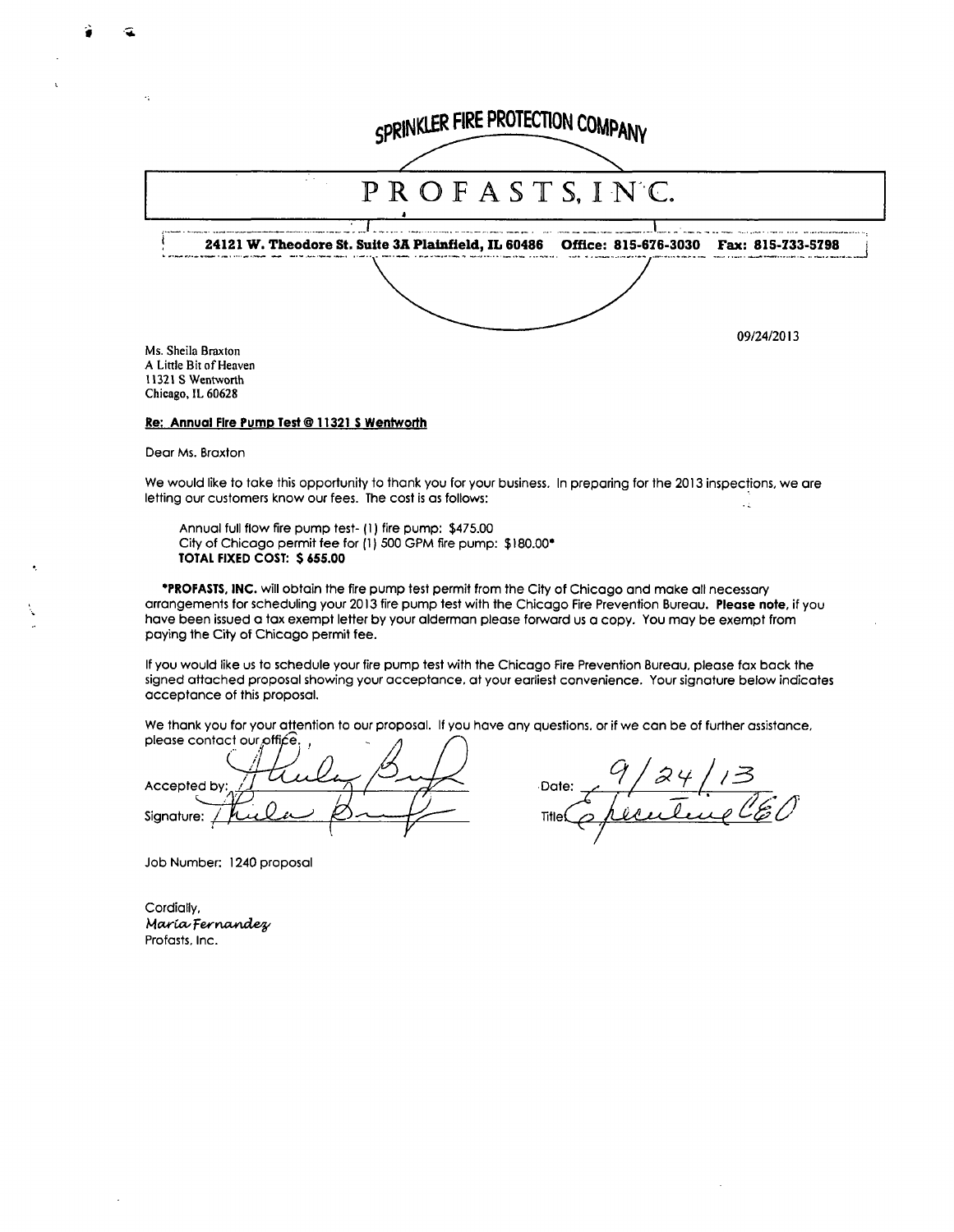SPRINKLER FIRE PROTECTION COMPANY

# PROFASTS, INC.

**24121 W. Theodore St. Suite 3A Plainfield, IL 60486 Office: 815-676-3030 Fax: 815-733-5798**

09/24/2013

Ms. Sheila Braxton
A Little Bit of Heaven
11321 S Wentworth
Chicago, IL 60628

**Re: Annual Fire Pump Test @ 11321 S Wentworth**

Dear Ms. Braxton

We would like to take this opportunity to thank you for your business. In preparing for the 2013 inspections, we are letting our customers know our fees. The cost is as follows:

Annual full flow fire pump test- (1) fire pump: $475.00
City of Chicago permit fee for (1) 500 GPM fire pump: $180.00*
**TOTAL FIXED COST: $ 655.00**

***PROFASTS, INC.** will obtain the fire pump test permit from the City of Chicago and make all necessary arrangements for scheduling your 2013 fire pump test with the Chicago Fire Prevention Bureau. **Please note**, if you have been issued a tax exempt letter by your alderman please forward us a copy. You may be exempt from paying the City of Chicago permit fee.

If you would like us to schedule your fire pump test with the Chicago Fire Prevention Bureau, please fax back the signed attached proposal showing your acceptance, at your earliest convenience. Your signature below indicates acceptance of this proposal.

We thank you for your attention to our proposal. If you have any questions, or if we can be of further assistance, please contact our office.

Accepted by: Thula Buf

Signature: Thula Buf

Date: 9/24/13

Title: Executive CEO

Job Number: 1240 proposal

Cordially,
*Maria Fernandez*
Profasts, Inc.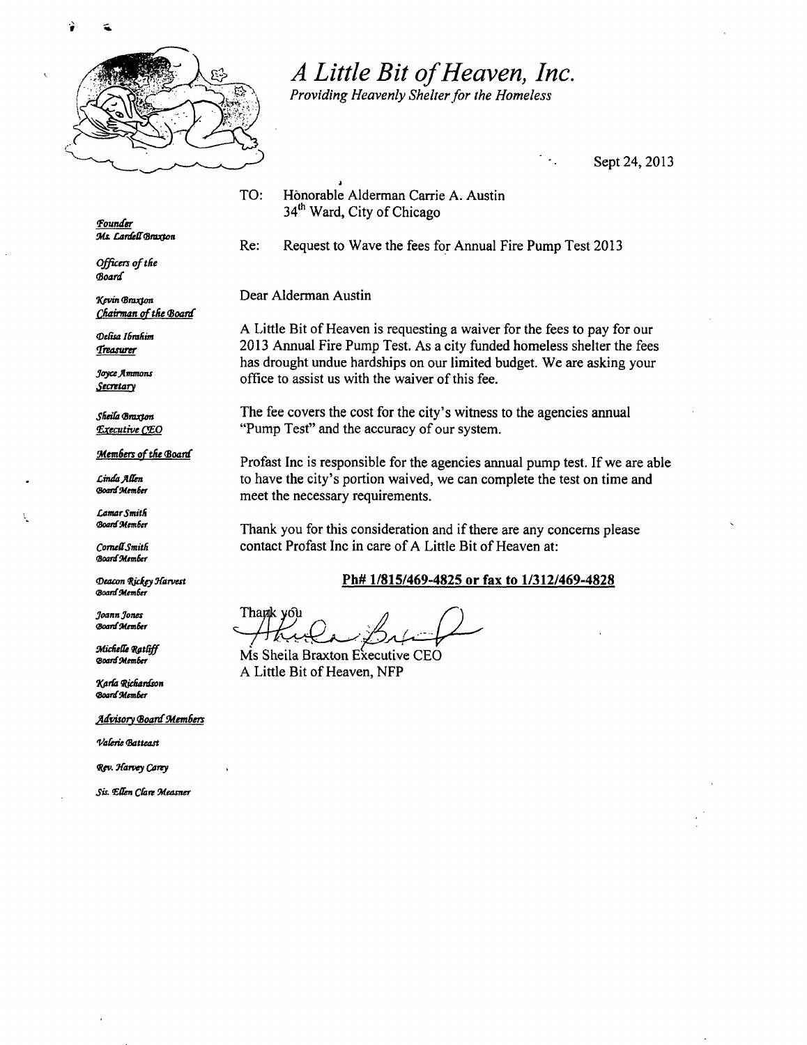// A Little Bit of Heaven, Inc.

*Providing Heavenly Shelter for the Homeless*

Sept 24, 2013

*Founder*
*Ms. Cardell Braxton*

*Officers of the Board*

*Kevin Braxton*
*Chairman of the Board*

*Delisa Ibrahim*
*Treasurer*

*Joyce Ammons*
*Secretary*

*Sheila Braxton*
*Executive CEO*

*Members of the Board*

*Linda Allen*
*Board Member*

*Lamar Smith*
*Board Member*

*Cornell Smith*
*Board Member*

*Deacon Rickey Harvest*
*Board Member*

*Joann Jones*
*Board Member*

*Michelle Ratliff*
*Board Member*

*Karla Richardson*
*Board Member*

*Advisory Board Members*

*Valerie Batteast*

*Rev. Harvey Carey*

*Sis. Ellen Clare Measner*

TO: Honorable Alderman Carrie A. Austin
34th Ward, City of Chicago

Re: Request to Wave the fees for Annual Fire Pump Test 2013

Dear Alderman Austin

A Little Bit of Heaven is requesting a waiver for the fees to pay for our 2013 Annual Fire Pump Test. As a city funded homeless shelter the fees has drought undue hardships on our limited budget. We are asking your office to assist us with the waiver of this fee.

The fee covers the cost for the city's witness to the agencies annual "Pump Test" and the accuracy of our system.

Profast Inc is responsible for the agencies annual pump test. If we are able to have the city's portion waived, we can complete the test on time and meet the necessary requirements.

Thank you for this consideration and if there are any concerns please contact Profast Inc in care of A Little Bit of Heaven at:

**Ph# 1/815/469-4825 or fax to 1/312/469-4828**

Thank you

Ms Sheila Braxton Executive CEO
A Little Bit of Heaven, NFP